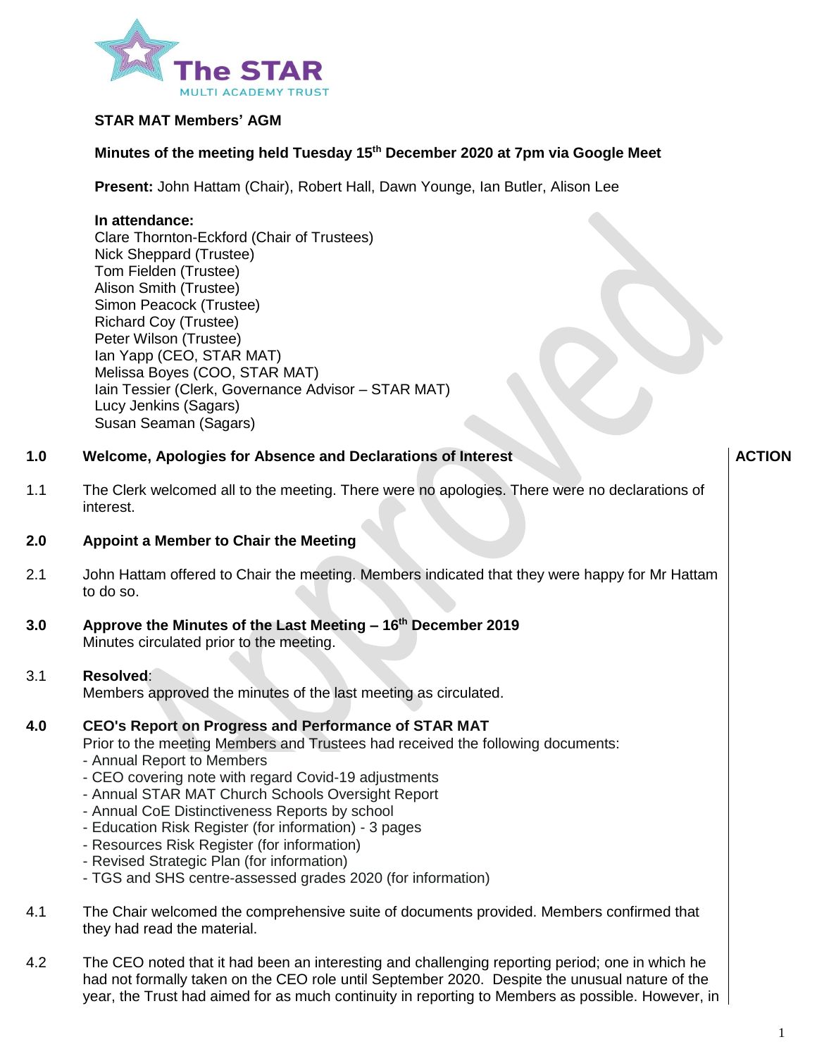**STAR MAT Members' AGM**

**Minutes of the meeting held Tuesday 15th December 2020 at 7pm via Google Meet**

**Present:** John Hattam (Chair), Robert Hall, Dawn Younge, Ian Butler, Alison Lee

**In attendance:**
Clare Thornton-Eckford (Chair of Trustees)
Nick Sheppard (Trustee)
Tom Fielden (Trustee)
Alison Smith (Trustee)
Simon Peacock (Trustee)
Richard Coy (Trustee)
Peter Wilson (Trustee)
Ian Yapp (CEO, STAR MAT)
Melissa Boyes (COO, STAR MAT)
Iain Tessier (Clerk, Governance Advisor – STAR MAT)
Lucy Jenkins (Sagars)
Susan Seaman (Sagars)

| | | ACTION |
|---|---|---|
| **1.0** | **Welcome, Apologies for Absence and Declarations of Interest** | |
| 1.1 | The Clerk welcomed all to the meeting. There were no apologies. There were no declarations of interest. | |
| **2.0** | **Appoint a Member to Chair the Meeting** | |
| 2.1 | John Hattam offered to Chair the meeting. Members indicated that they were happy for Mr Hattam to do so. | |
| **3.0** | **Approve the Minutes of the Last Meeting – 16th December 2019**<br>Minutes circulated prior to the meeting. | |
| 3.1 | **Resolved**:<br>Members approved the minutes of the last meeting as circulated. | |
| **4.0** | **CEO's Report on Progress and Performance of STAR MAT**<br>Prior to the meeting Members and Trustees had received the following documents:<br>- Annual Report to Members<br>- CEO covering note with regard Covid-19 adjustments<br>- Annual STAR MAT Church Schools Oversight Report<br>- Annual CoE Distinctiveness Reports by school<br>- Education Risk Register (for information) - 3 pages<br>- Resources Risk Register (for information)<br>- Revised Strategic Plan (for information)<br>- TGS and SHS centre-assessed grades 2020 (for information) | |
| 4.1 | The Chair welcomed the comprehensive suite of documents provided. Members confirmed that they had read the material. | |
| 4.2 | The CEO noted that it had been an interesting and challenging reporting period; one in which he had not formally taken on the CEO role until September 2020. Despite the unusual nature of the year, the Trust had aimed for as much continuity in reporting to Members as possible. However, in | |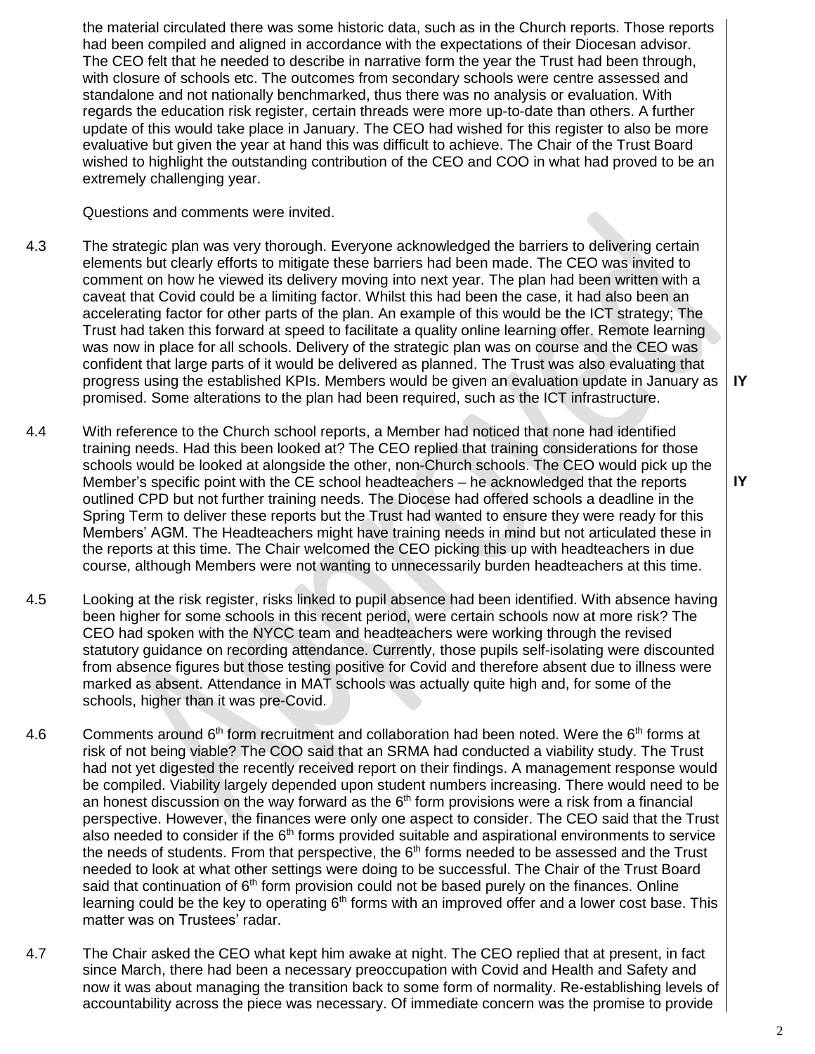the material circulated there was some historic data, such as in the Church reports. Those reports had been compiled and aligned in accordance with the expectations of their Diocesan advisor. The CEO felt that he needed to describe in narrative form the year the Trust had been through, with closure of schools etc. The outcomes from secondary schools were centre assessed and standalone and not nationally benchmarked, thus there was no analysis or evaluation. With regards the education risk register, certain threads were more up-to-date than others. A further update of this would take place in January. The CEO had wished for this register to also be more evaluative but given the year at hand this was difficult to achieve. The Chair of the Trust Board wished to highlight the outstanding contribution of the CEO and COO in what had proved to be an extremely challenging year.

Questions and comments were invited.

4.3 The strategic plan was very thorough. Everyone acknowledged the barriers to delivering certain elements but clearly efforts to mitigate these barriers had been made. The CEO was invited to comment on how he viewed its delivery moving into next year. The plan had been written with a caveat that Covid could be a limiting factor. Whilst this had been the case, it had also been an accelerating factor for other parts of the plan. An example of this would be the ICT strategy; The Trust had taken this forward at speed to facilitate a quality online learning offer. Remote learning was now in place for all schools. Delivery of the strategic plan was on course and the CEO was confident that large parts of it would be delivered as planned. The Trust was also evaluating that progress using the established KPIs. Members would be given an evaluation update in January as promised. Some alterations to the plan had been required, such as the ICT infrastructure. **IY**

4.4 With reference to the Church school reports, a Member had noticed that none had identified training needs. Had this been looked at? The CEO replied that training considerations for those schools would be looked at alongside the other, non-Church schools. The CEO would pick up the Member's specific point with the CE school headteachers – he acknowledged that the reports outlined CPD but not further training needs. The Diocese had offered schools a deadline in the Spring Term to deliver these reports but the Trust had wanted to ensure they were ready for this Members' AGM. The Headteachers might have training needs in mind but not articulated these in the reports at this time. The Chair welcomed the CEO picking this up with headteachers in due course, although Members were not wanting to unnecessarily burden headteachers at this time. **IY**

4.5 Looking at the risk register, risks linked to pupil absence had been identified. With absence having been higher for some schools in this recent period, were certain schools now at more risk? The CEO had spoken with the NYCC team and headteachers were working through the revised statutory guidance on recording attendance. Currently, those pupils self-isolating were discounted from absence figures but those testing positive for Covid and therefore absent due to illness were marked as absent. Attendance in MAT schools was actually quite high and, for some of the schools, higher than it was pre-Covid.

4.6 Comments around 6th form recruitment and collaboration had been noted. Were the 6th forms at risk of not being viable? The COO said that an SRMA had conducted a viability study. The Trust had not yet digested the recently received report on their findings. A management response would be compiled. Viability largely depended upon student numbers increasing. There would need to be an honest discussion on the way forward as the 6th form provisions were a risk from a financial perspective. However, the finances were only one aspect to consider. The CEO said that the Trust also needed to consider if the 6th forms provided suitable and aspirational environments to service the needs of students. From that perspective, the 6th forms needed to be assessed and the Trust needed to look at what other settings were doing to be successful. The Chair of the Trust Board said that continuation of 6th form provision could not be based purely on the finances. Online learning could be the key to operating 6th forms with an improved offer and a lower cost base. This matter was on Trustees' radar.

4.7 The Chair asked the CEO what kept him awake at night. The CEO replied that at present, in fact since March, there had been a necessary preoccupation with Covid and Health and Safety and now it was about managing the transition back to some form of normality. Re-establishing levels of accountability across the piece was necessary. Of immediate concern was the promise to provide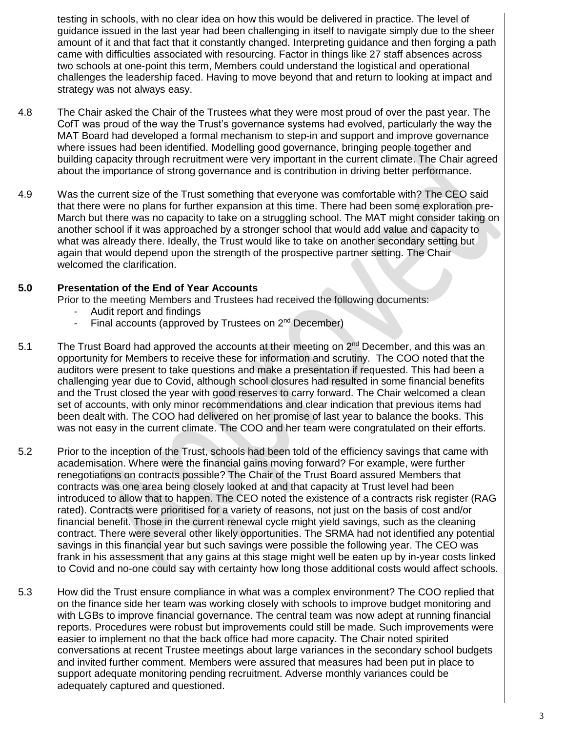testing in schools, with no clear idea on how this would be delivered in practice. The level of guidance issued in the last year had been challenging in itself to navigate simply due to the sheer amount of it and that fact that it constantly changed. Interpreting guidance and then forging a path came with difficulties associated with resourcing. Factor in things like 27 staff absences across two schools at one-point this term, Members could understand the logistical and operational challenges the leadership faced. Having to move beyond that and return to looking at impact and strategy was not always easy.

4.8 The Chair asked the Chair of the Trustees what they were most proud of over the past year. The CofT was proud of the way the Trust's governance systems had evolved, particularly the way the MAT Board had developed a formal mechanism to step-in and support and improve governance where issues had been identified. Modelling good governance, bringing people together and building capacity through recruitment were very important in the current climate. The Chair agreed about the importance of strong governance and is contribution in driving better performance.

4.9 Was the current size of the Trust something that everyone was comfortable with? The CEO said that there were no plans for further expansion at this time. There had been some exploration pre-March but there was no capacity to take on a struggling school. The MAT might consider taking on another school if it was approached by a stronger school that would add value and capacity to what was already there. Ideally, the Trust would like to take on another secondary setting but again that would depend upon the strength of the prospective partner setting. The Chair welcomed the clarification.

**5.0 Presentation of the End of Year Accounts**

Prior to the meeting Members and Trustees had received the following documents:

- Audit report and findings
- Final accounts (approved by Trustees on 2nd December)

5.1 The Trust Board had approved the accounts at their meeting on 2nd December, and this was an opportunity for Members to receive these for information and scrutiny. The COO noted that the auditors were present to take questions and make a presentation if requested. This had been a challenging year due to Covid, although school closures had resulted in some financial benefits and the Trust closed the year with good reserves to carry forward. The Chair welcomed a clean set of accounts, with only minor recommendations and clear indication that previous items had been dealt with. The COO had delivered on her promise of last year to balance the books. This was not easy in the current climate. The COO and her team were congratulated on their efforts.

5.2 Prior to the inception of the Trust, schools had been told of the efficiency savings that came with academisation. Where were the financial gains moving forward? For example, were further renegotiations on contracts possible? The Chair of the Trust Board assured Members that contracts was one area being closely looked at and that capacity at Trust level had been introduced to allow that to happen. The CEO noted the existence of a contracts risk register (RAG rated). Contracts were prioritised for a variety of reasons, not just on the basis of cost and/or financial benefit. Those in the current renewal cycle might yield savings, such as the cleaning contract. There were several other likely opportunities. The SRMA had not identified any potential savings in this financial year but such savings were possible the following year. The CEO was frank in his assessment that any gains at this stage might well be eaten up by in-year costs linked to Covid and no-one could say with certainty how long those additional costs would affect schools.

5.3 How did the Trust ensure compliance in what was a complex environment? The COO replied that on the finance side her team was working closely with schools to improve budget monitoring and with LGBs to improve financial governance. The central team was now adept at running financial reports. Procedures were robust but improvements could still be made. Such improvements were easier to implement no that the back office had more capacity. The Chair noted spirited conversations at recent Trustee meetings about large variances in the secondary school budgets and invited further comment. Members were assured that measures had been put in place to support adequate monitoring pending recruitment. Adverse monthly variances could be adequately captured and questioned.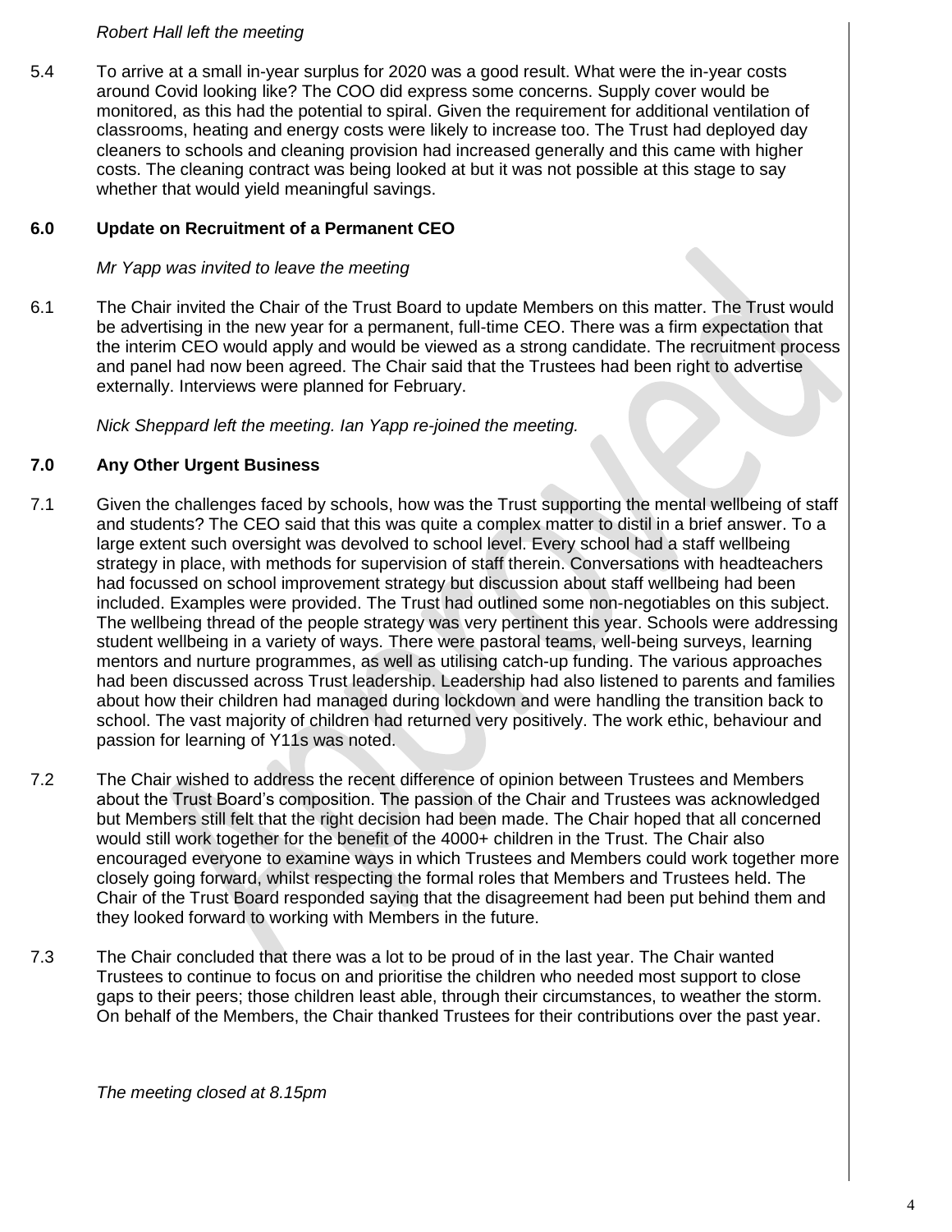*Robert Hall left the meeting*

5.4 To arrive at a small in-year surplus for 2020 was a good result. What were the in-year costs around Covid looking like? The COO did express some concerns. Supply cover would be monitored, as this had the potential to spiral. Given the requirement for additional ventilation of classrooms, heating and energy costs were likely to increase too. The Trust had deployed day cleaners to schools and cleaning provision had increased generally and this came with higher costs. The cleaning contract was being looked at but it was not possible at this stage to say whether that would yield meaningful savings.

## 6.0 Update on Recruitment of a Permanent CEO

*Mr Yapp was invited to leave the meeting*

6.1 The Chair invited the Chair of the Trust Board to update Members on this matter. The Trust would be advertising in the new year for a permanent, full-time CEO. There was a firm expectation that the interim CEO would apply and would be viewed as a strong candidate. The recruitment process and panel had now been agreed. The Chair said that the Trustees had been right to advertise externally. Interviews were planned for February.

*Nick Sheppard left the meeting. Ian Yapp re-joined the meeting.*

## 7.0 Any Other Urgent Business

7.1 Given the challenges faced by schools, how was the Trust supporting the mental wellbeing of staff and students? The CEO said that this was quite a complex matter to distil in a brief answer. To a large extent such oversight was devolved to school level. Every school had a staff wellbeing strategy in place, with methods for supervision of staff therein. Conversations with headteachers had focussed on school improvement strategy but discussion about staff wellbeing had been included. Examples were provided. The Trust had outlined some non-negotiables on this subject. The wellbeing thread of the people strategy was very pertinent this year. Schools were addressing student wellbeing in a variety of ways. There were pastoral teams, well-being surveys, learning mentors and nurture programmes, as well as utilising catch-up funding. The various approaches had been discussed across Trust leadership. Leadership had also listened to parents and families about how their children had managed during lockdown and were handling the transition back to school. The vast majority of children had returned very positively. The work ethic, behaviour and passion for learning of Y11s was noted.

7.2 The Chair wished to address the recent difference of opinion between Trustees and Members about the Trust Board's composition. The passion of the Chair and Trustees was acknowledged but Members still felt that the right decision had been made. The Chair hoped that all concerned would still work together for the benefit of the 4000+ children in the Trust. The Chair also encouraged everyone to examine ways in which Trustees and Members could work together more closely going forward, whilst respecting the formal roles that Members and Trustees held. The Chair of the Trust Board responded saying that the disagreement had been put behind them and they looked forward to working with Members in the future.

7.3 The Chair concluded that there was a lot to be proud of in the last year. The Chair wanted Trustees to continue to focus on and prioritise the children who needed most support to close gaps to their peers; those children least able, through their circumstances, to weather the storm. On behalf of the Members, the Chair thanked Trustees for their contributions over the past year.

*The meeting closed at 8.15pm*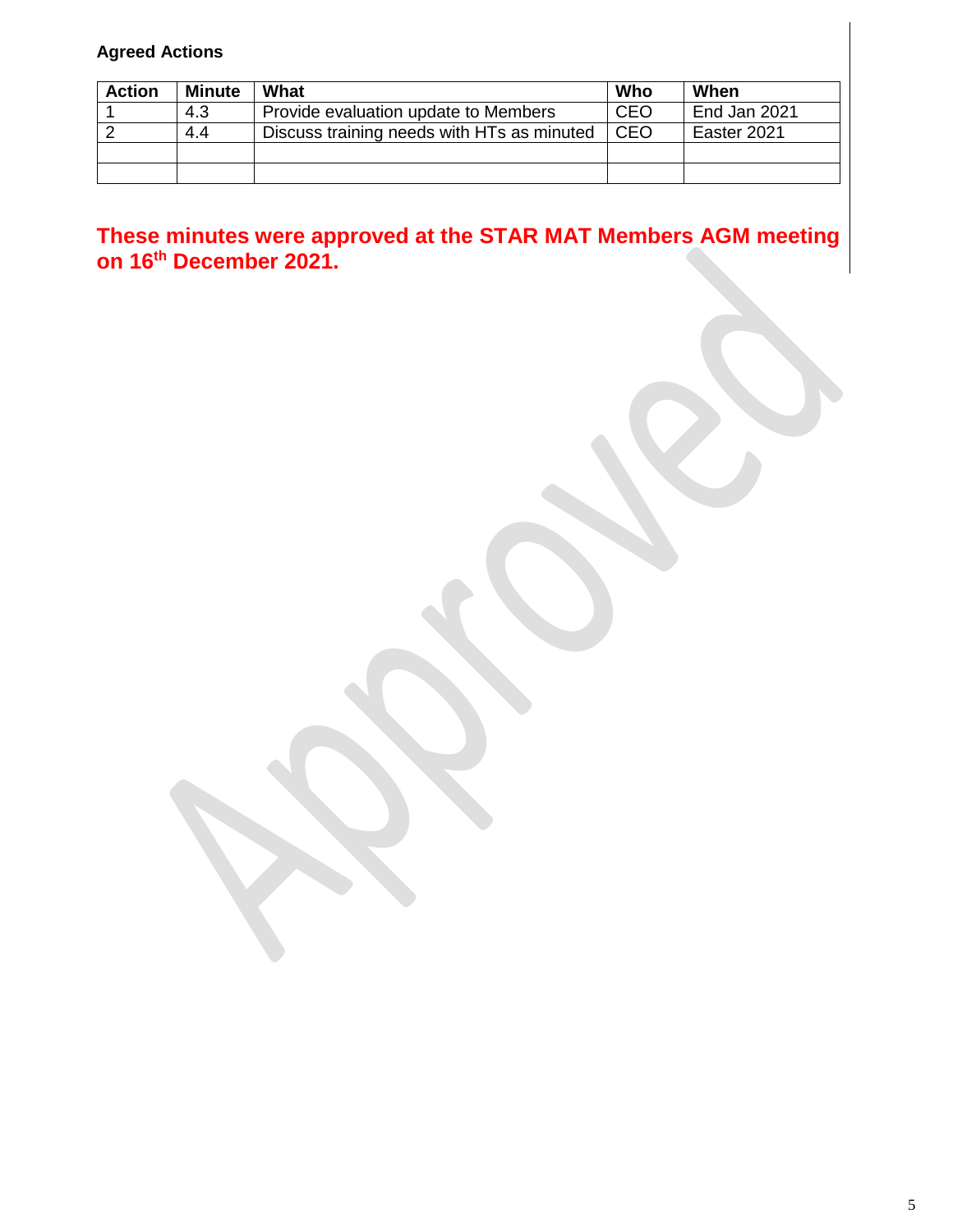**Agreed Actions**

| Action | Minute | What | Who | When |
|---|---|---|---|---|
| 1 | 4.3 | Provide evaluation update to Members | CEO | End Jan 2021 |
| 2 | 4.4 | Discuss training needs with HTs as minuted | CEO | Easter 2021 |
| | | | | |
| | | | | |

**These minutes were approved at the STAR MAT Members AGM meeting on 16th December 2021.**